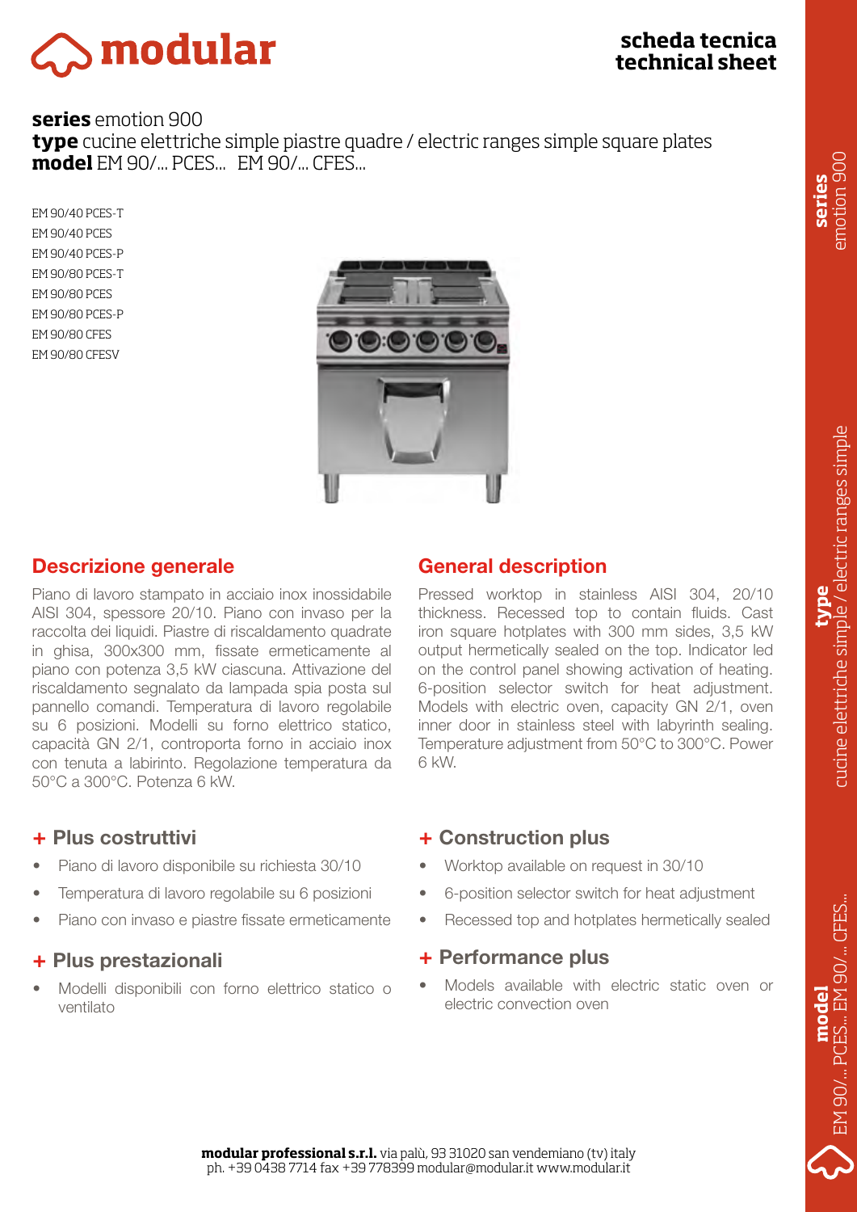# modular

**scheda tecnica**
**technical sheet**

**series** emotion 900
**type** cucine elettriche simple piastre quadre / electric ranges simple square plates
**model** EM 90/... PCES... EM 90/... CFES...

EM 90/40 PCES-T
EM 90/40 PCES
EM 90/40 PCES-P
EM 90/80 PCES-T
EM 90/80 PCES
EM 90/80 PCES-P
EM 90/80 CFES
EM 90/80 CFESV

## Descrizione generale

Piano di lavoro stampato in acciaio inox inossidabile AISI 304, spessore 20/10. Piano con invaso per la raccolta dei liquidi. Piastre di riscaldamento quadrate in ghisa, 300x300 mm, fissate ermeticamente al piano con potenza 3,5 kW ciascuna. Attivazione del riscaldamento segnalato da lampada spia posta sul pannello comandi. Temperatura di lavoro regolabile su 6 posizioni. Modelli su forno elettrico statico, capacità GN 2/1, controporta forno in acciaio inox con tenuta a labirinto. Regolazione temperatura da 50°C a 300°C. Potenza 6 kW.

## General description

Pressed worktop in stainless AISI 304, 20/10 thickness. Recessed top to contain fluids. Cast iron square hotplates with 300 mm sides, 3,5 kW output hermetically sealed on the top. Indicator led on the control panel showing activation of heating. 6-position selector switch for heat adjustment. Models with electric oven, capacity GN 2/1, oven inner door in stainless steel with labyrinth sealing. Temperature adjustment from 50°C to 300°C. Power 6 kW.

## + Plus costruttivi

- Piano di lavoro disponibile su richiesta 30/10
- Temperatura di lavoro regolabile su 6 posizioni
- Piano con invaso e piastre fissate ermeticamente

## + Plus prestazionali

- Modelli disponibili con forno elettrico statico o ventilato

## + Construction plus

- Worktop available on request in 30/10
- 6-position selector switch for heat adjustment
- Recessed top and hotplates hermetically sealed

## + Performance plus

- Models available with electric static oven or electric convection oven

**modular professional s.r.l.** via palù, 93 31020 san vendemiano (tv) italy
ph. +39 0438 7714 fax +39 778399 modular@modular.it www.modular.it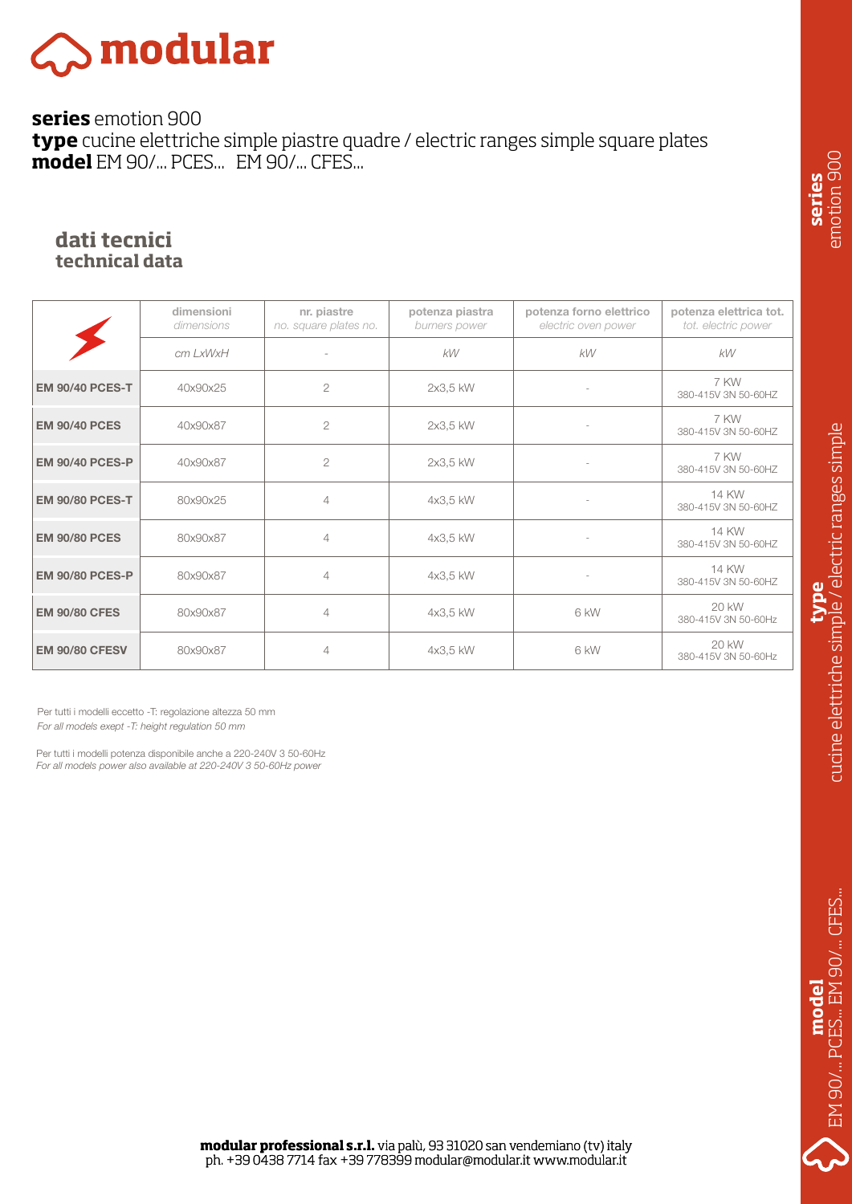**series** emotion 900
**type** cucine elettriche simple piastre quadre / electric ranges simple square plates
**model** EM 90/... PCES... EM 90/... CFES...

## dati tecnici
## technical data

| | dimensioni *dimensions* | nr. piastre *no. square plates no.* | potenza piastra *burners power* | potenza forno elettrico *electric oven power* | potenza elettrica tot. *tot. electric power* |
|---|---|---|---|---|---|
| | *cm LxWxH* | - | *kW* | *kW* | *kW* |
| **EM 90/40 PCES-T** | 40x90x25 | 2 | 2x3,5 kW | - | 7 KW 380-415V 3N 50-60HZ |
| **EM 90/40 PCES** | 40x90x87 | 2 | 2x3,5 kW | - | 7 KW 380-415V 3N 50-60HZ |
| **EM 90/40 PCES-P** | 40x90x87 | 2 | 2x3,5 kW | - | 7 KW 380-415V 3N 50-60HZ |
| **EM 90/80 PCES-T** | 80x90x25 | 4 | 4x3,5 kW | - | 14 KW 380-415V 3N 50-60HZ |
| **EM 90/80 PCES** | 80x90x87 | 4 | 4x3,5 kW | - | 14 KW 380-415V 3N 50-60HZ |
| **EM 90/80 PCES-P** | 80x90x87 | 4 | 4x3,5 kW | - | 14 KW 380-415V 3N 50-60HZ |
| **EM 90/80 CFES** | 80x90x87 | 4 | 4x3,5 kW | 6 kW | 20 kW 380-415V 3N 50-60Hz |
| **EM 90/80 CFESV** | 80x90x87 | 4 | 4x3,5 kW | 6 kW | 20 kW 380-415V 3N 50-60Hz |

Per tutti i modelli eccetto -T: regolazione altezza 50 mm
*For all models exept -T: height regulation 50 mm*

Per tutti i modelli potenza disponibile anche a 220-240V 3 50-60Hz
*For all models power also available at 220-240V 3 50-60Hz power*

**modular professional s.r.l.** via palù, 93 31020 san vendemiano (tv) italy
ph. +39 0438 7714 fax +39 778399 modular@modular.it www.modular.it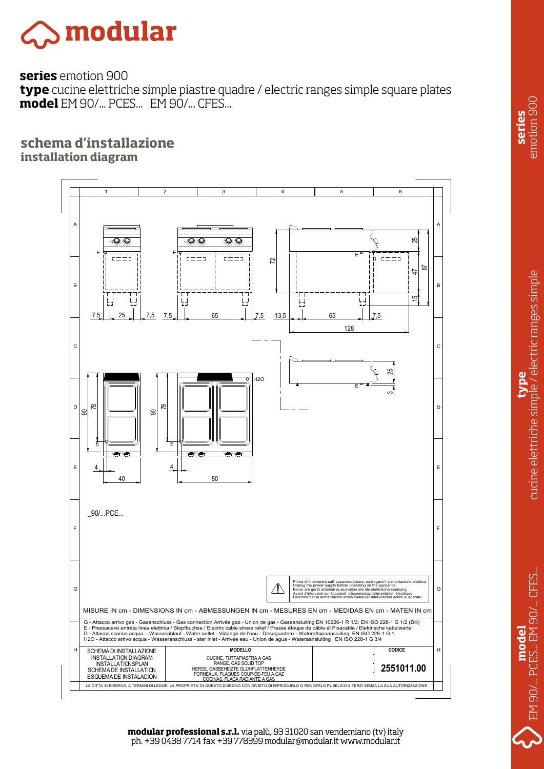**series** emotion 900
**type** cucine elettriche simple piastre quadre / electric ranges simple square plates
**model** EM 90/... PCES... EM 90/... CFES...

## schema d'installazione
### installation diagram

_90/...PCE...

Prima di intervenire sull' apparecchiatura, scollegare l' alimentazione elettrica
Unplug the power supply before operating on the appliance
Bevor am gerät arbeiten ausschalten srè die elektrische speisung
Avant d'intervenir sur l'appareil, déconnectez l'alimentation électrique
Desconectar el alimentación antes cualquier intervención sobre el aparato

MISURE IN cm - DIMENSIONS IN cm - ABMESSUNGEN IN cm - MESURES EN cm - MEDIDAS EN cm - MATEN IN cm

G - Attacco arrivo gas - Gasanschluss - Gas connection Arrivée gaz - Union de gas - Gasaansluiting EN 10226-1 R 1/2; EN ISO 228-1 G 1/2 (DK)
E - Pressacavo entrata linea elettrica / Stopfbuchse / Electric cable stress relief / Presse étoupe de câble él Pisacable / Elektrische kabelwartel
D - Attacco scarico acqua - Wasserablauf - Water outlet - Vidange de l'eau - Desaguadero - Wateraftapaansluiting EN ISO 228-1 G 1
H2O - Attacco arrivo acqua - Wasseranschluss - ater inlet - Arrivée eau - Union de agua - Wateraansluiting EN ISO 228-1 G 3/4

| SCHEMA DI INSTALLAZIONE / INSTALLATION DIAGRAM / INSTALLATIONSPLAN / SCHEMA DE INSTALLATION / ESQUEMA DE INSTALACIÓN | MODELLO | | CODICE |
|---|---|---|---|
| | CUCINE, TUTTAPIASTRA A GAS / RANGE, GAS SOLID TOP / HERDE, GASBEHEIZTE GLÜHPLATTENHERDE / FORNEAUX, PLAQUES COUP-DE-FEU A GAZ / COCINAS, PLACA RADIANTE A GAS | | 2551011.00 |

LA DITTA SI RISERVA, A TERMINI DI LEGGE, LA PROPRIETA' DI QUESTO DISEGNO CON DIVIETO DI RIPRODURLO O RENDERLO PUBBLICO A TERZI SENZA LA SUA AUTORIZZAZIONE

**modular professional s.r.l.** via palù, 93 31020 san vendemiano (tv) italy
ph. +39 0438 7714 fax +39 778399 modular@modular.it www.modular.it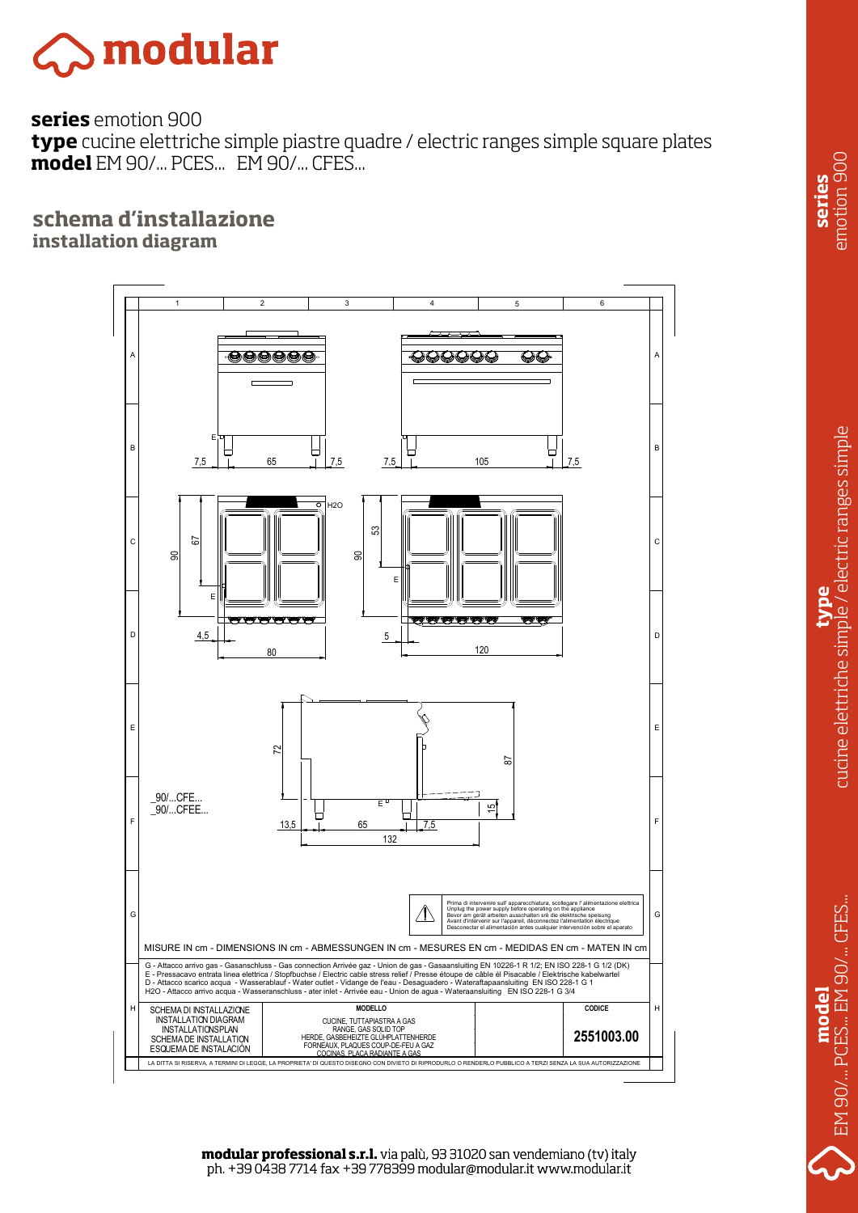# modular

**series** emotion 900
**type** cucine elettriche simple piastre quadre / electric ranges simple square plates
**model** EM 90/... PCES... EM 90/... CFES...

## schema d'installazione
### installation diagram

_90/...CFE...
_90/...CFEE...

Prima di intervenire sull' apparecchiatura, scollegare l' alimentazione elettrica
Unplug the power supply before operating on the appliance
Bevor am gerät arbeiten ausschalten sie die elektrische speisung
Avant d'intervenir sur l'appareil, déconnectez l'alimentation électrique
Desconectar el alimentación antes cualquier intervención sobre el aparato

MISURE IN cm - DIMENSIONS IN cm - ABMESSUNGEN IN cm - MESURES EN cm - MEDIDAS EN cm - MATEN IN cm

G - Attacco arrivo gas - Gasanschluss - Gas connection Arrivée gaz - Union de gas - Gasaansluiting EN 10226-1 R 1/2; EN ISO 228-1 G 1/2 (DK)
E - Pressacavo entrata linea elettrica / Stopfbuchse / Electric cable stress relief / Presse étoupe de câble él Pisacable / Elektrische kabelwartel
D - Attacco scarico acqua - Wasserablauf - Water outlet - Vidange de l'eau - Desaguadero - Wateraftapaansluiting EN ISO 228-1 G 1
H2O - Attacco arrivo acqua - Wasseranschluss - ater inlet - Arrivée eau - Union de agua - Wateraansluiting EN ISO 228-1 G 3/4

| | MODELLO | | CODICE |
|---|---|---|---|
| SCHEMA DI INSTALLAZIONE<br>INSTALLATION DIAGRAM<br>INSTALLATIONSPLAN<br>SCHEMA DE INSTALLATION<br>ESQUEMA DE INSTALACIÓN | CUCINE, TUTTAPIASTRA A GAS<br>RANGE, GAS SOLID TOP<br>HERDE, GASBEHEIZTE GLÜHPLATTENHERDE<br>FORNEAUX, PLAQUES COUP-DE-FEU A GAZ<br>COCINAS, PLACA RADIANTE A GAS | | **2551003.00** |

LA DITTA SI RISERVA, A TERMINI DI LEGGE, LA PROPRIETA' DI QUESTO DISEGNO CON DIVIETO DI RIPRODURLO O RENDERLO PUBBLICO A TERZI SENZA LA SUA AUTORIZZAZIONE

**modular professional s.r.l.** via palù, 93 31020 san vendemiano (tv) italy
ph. +39 0438 7714 fax +39 778399 modular@modular.it www.modular.it